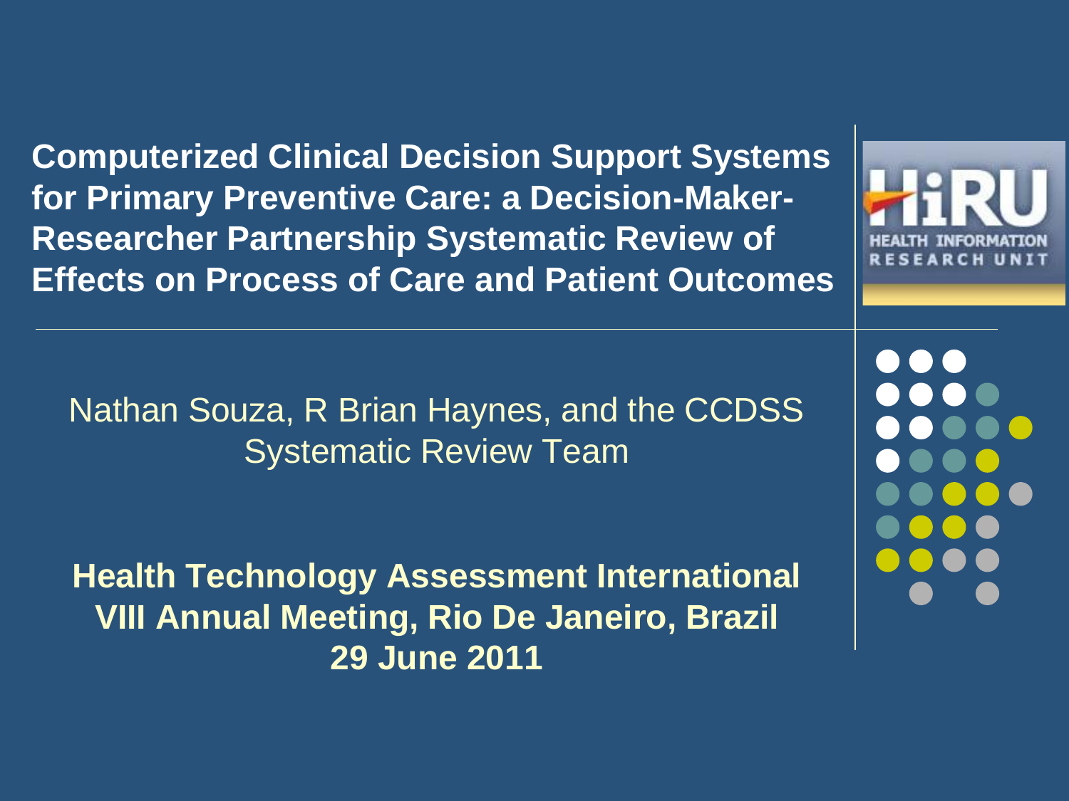# Computerized Clinical Decision Support Systems for Primary Preventive Care: a Decision-Maker-Researcher Partnership Systematic Review of Effects on Process of Care and Patient Outcomes

HiRU
HEALTH INFORMATION RESEARCH UNIT

Nathan Souza, R Brian Haynes, and the CCDSS Systematic Review Team

**Health Technology Assessment International VIII Annual Meeting, Rio De Janeiro, Brazil**
**29 June 2011**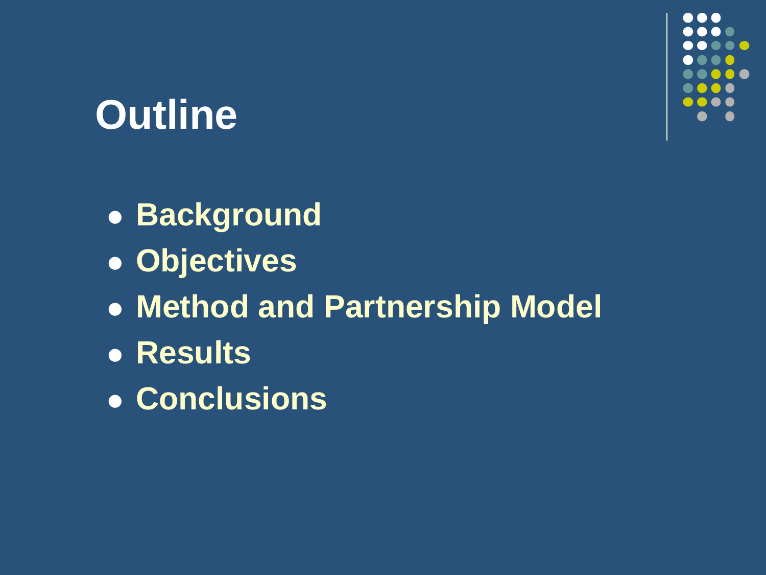# Outline

- Background
- Objectives
- Method and Partnership Model
- Results
- Conclusions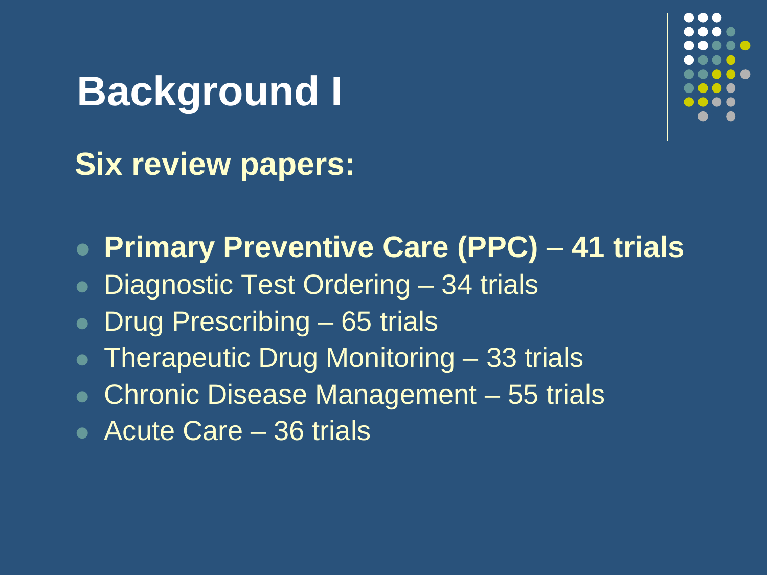# Background I

**Six review papers:**

- **Primary Preventive Care (PPC)** – **41 trials**
- Diagnostic Test Ordering – 34 trials
- Drug Prescribing – 65 trials
- Therapeutic Drug Monitoring – 33 trials
- Chronic Disease Management – 55 trials
- Acute Care – 36 trials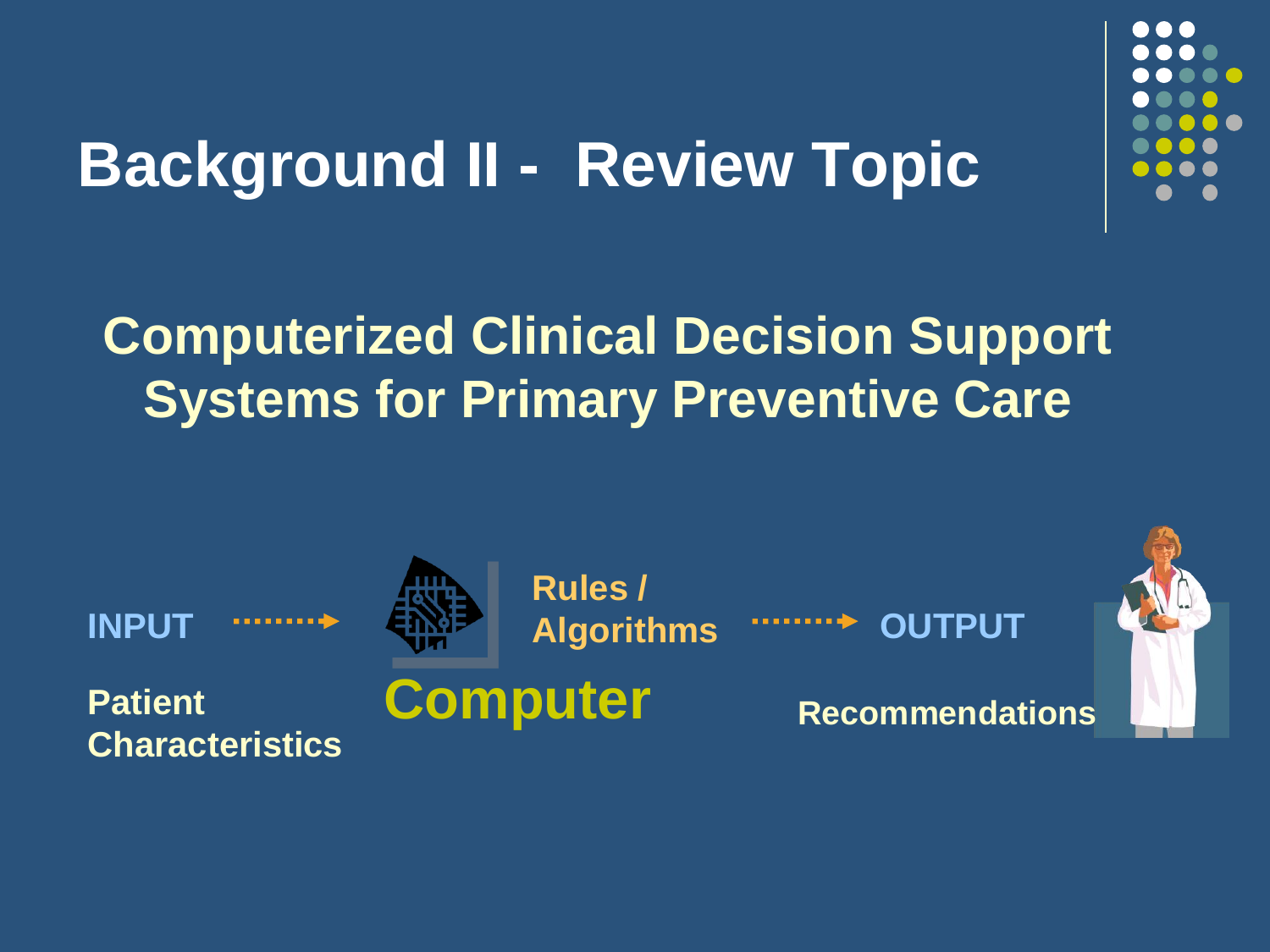# Background II - Review Topic

## Computerized Clinical Decision Support Systems for Primary Preventive Care

**INPUT** → **Rules / Algorithms** → **OUTPUT**

**Patient Characteristics**

**Computer**

**Recommendations**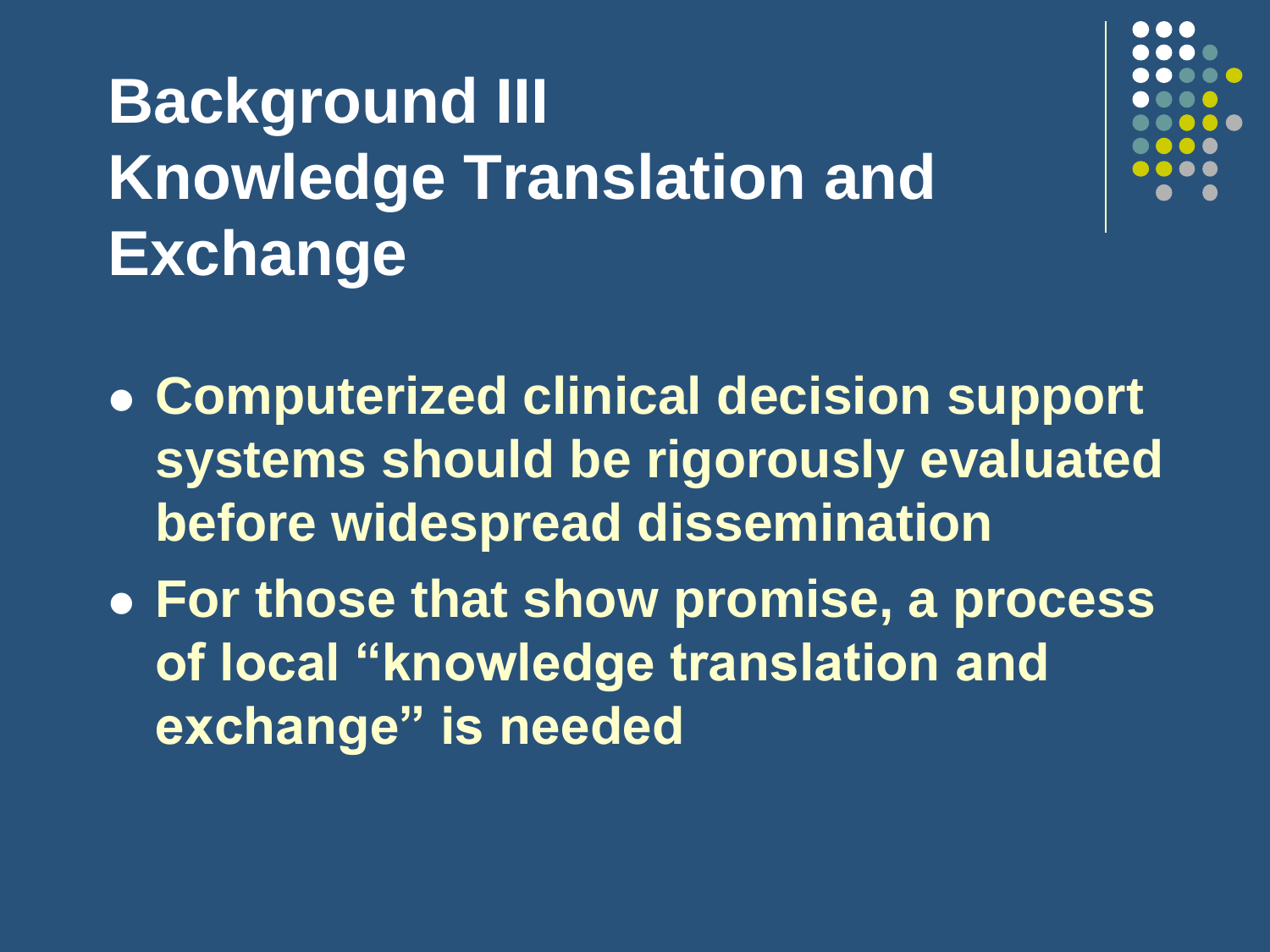# Background III
# Knowledge Translation and Exchange

- **Computerized clinical decision support systems should be rigorously evaluated before widespread dissemination**
- **For those that show promise, a process of local "knowledge translation and exchange" is needed**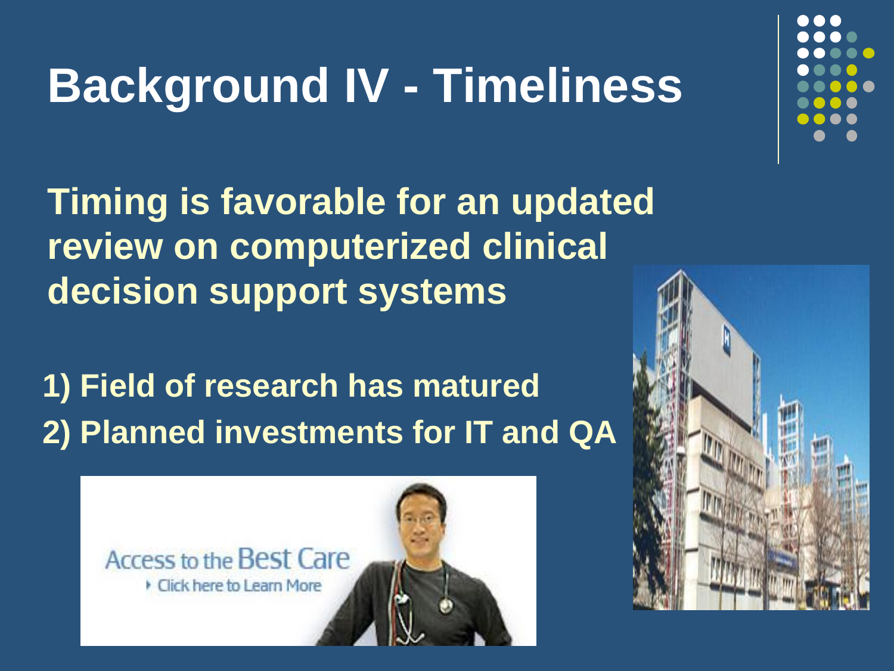# Background IV - Timeliness

**Timing is favorable for an updated review on computerized clinical decision support systems**

**1) Field of research has matured**
**2) Planned investments for IT and QA**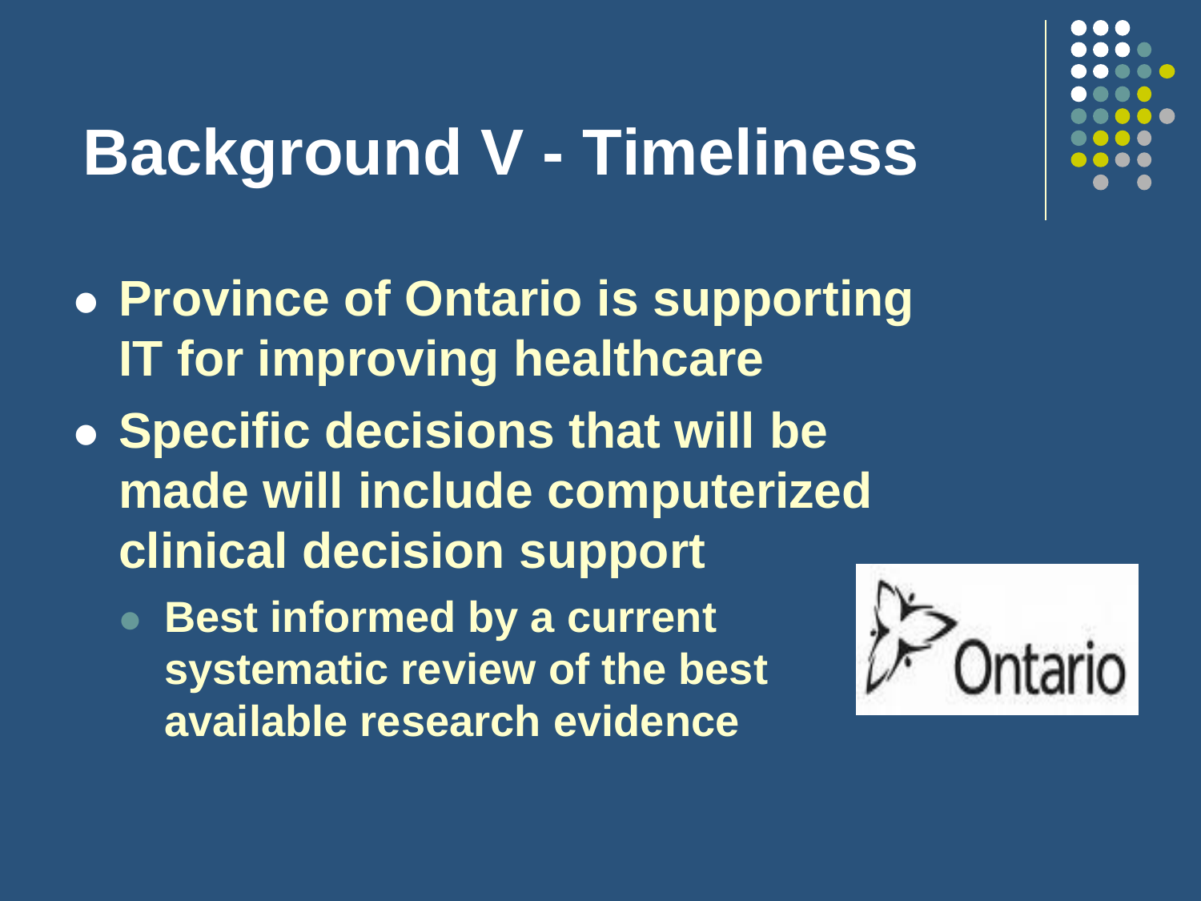# Background V - Timeliness

- Province of Ontario is supporting IT for improving healthcare
- Specific decisions that will be made will include computerized clinical decision support
  - Best informed by a current systematic review of the best available research evidence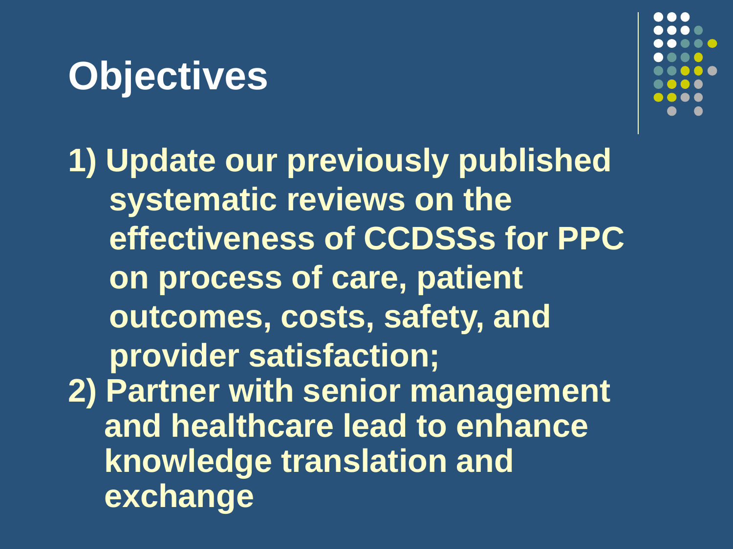# Objectives

1) Update our previously published systematic reviews on the effectiveness of CCDSSs for PPC on process of care, patient outcomes, costs, safety, and provider satisfaction;
2) Partner with senior management and healthcare lead to enhance knowledge translation and exchange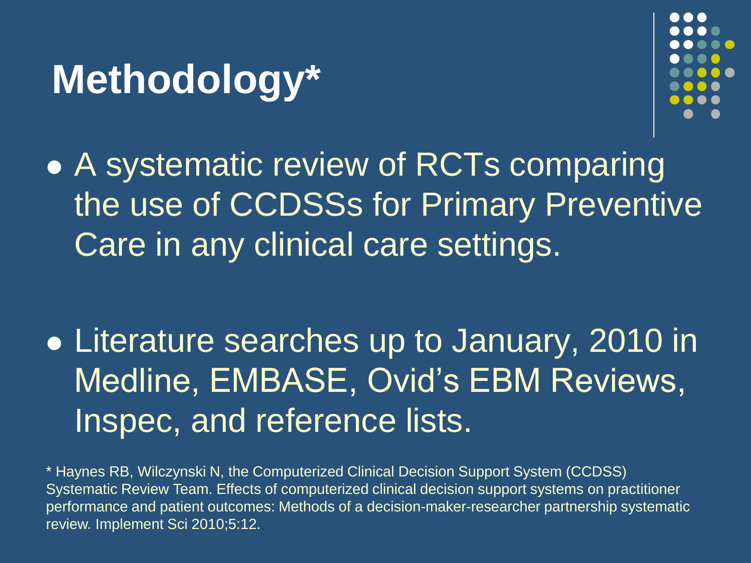# Methodology*

- A systematic review of RCTs comparing the use of CCDSSs for Primary Preventive Care in any clinical care settings.

- Literature searches up to January, 2010 in Medline, EMBASE, Ovid's EBM Reviews, Inspec, and reference lists.

* Haynes RB, Wilczynski N, the Computerized Clinical Decision Support System (CCDSS) Systematic Review Team. Effects of computerized clinical decision support systems on practitioner performance and patient outcomes: Methods of a decision-maker-researcher partnership systematic review. Implement Sci 2010;5:12.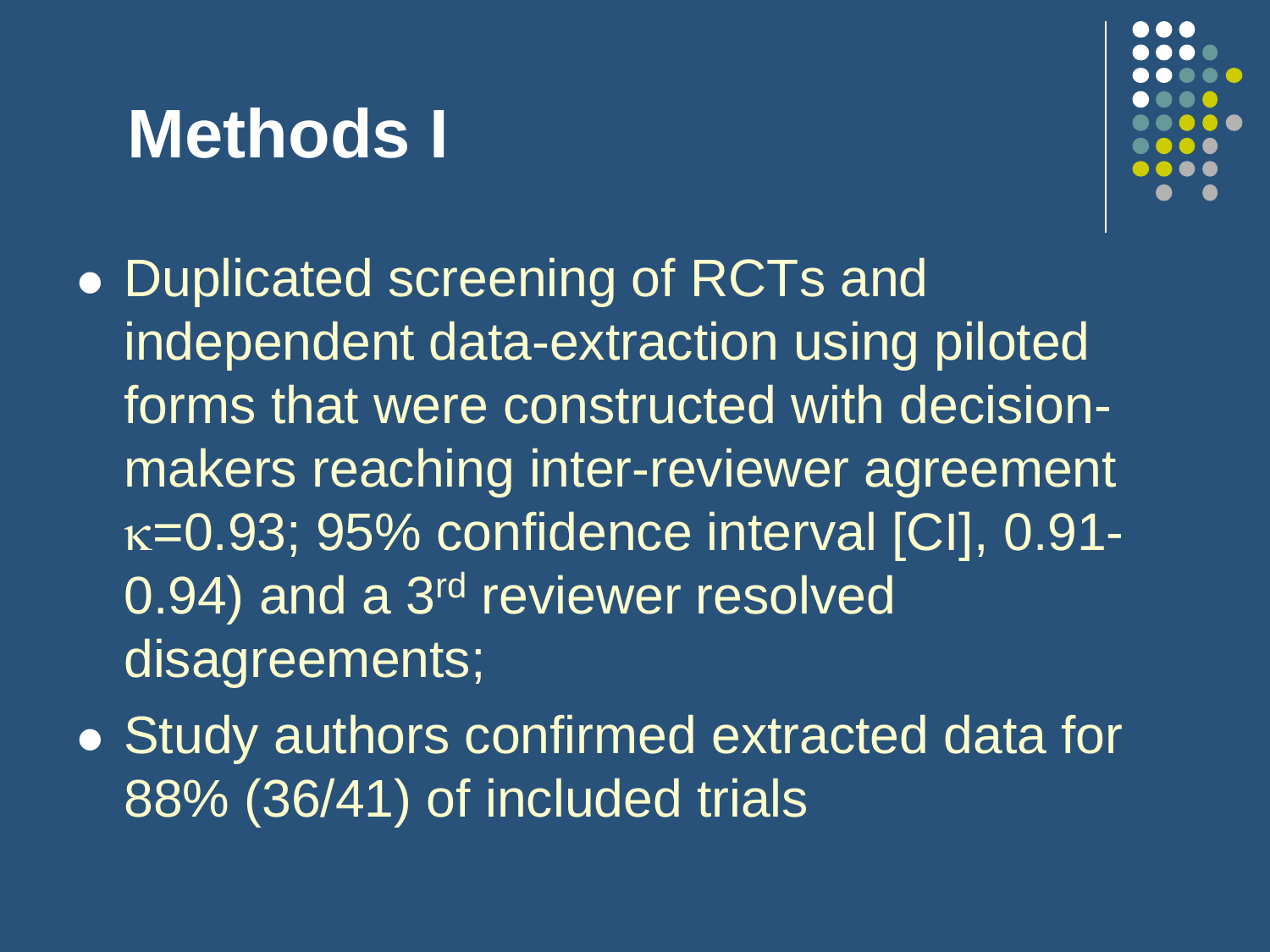# Methods I

- Duplicated screening of RCTs and independent data-extraction using piloted forms that were constructed with decision-makers reaching inter-reviewer agreement $\kappa$=0.93; 95% confidence interval [CI], 0.91-0.94) and a 3rd reviewer resolved disagreements;
- Study authors confirmed extracted data for 88% (36/41) of included trials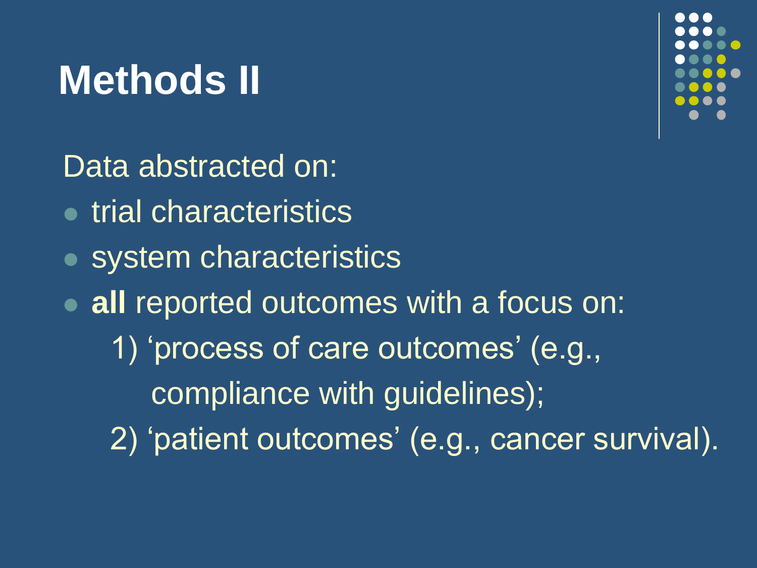# Methods II

Data abstracted on:

- trial characteristics
- system characteristics
- **all** reported outcomes with a focus on:
  1) 'process of care outcomes' (e.g., compliance with guidelines);
  2) 'patient outcomes' (e.g., cancer survival).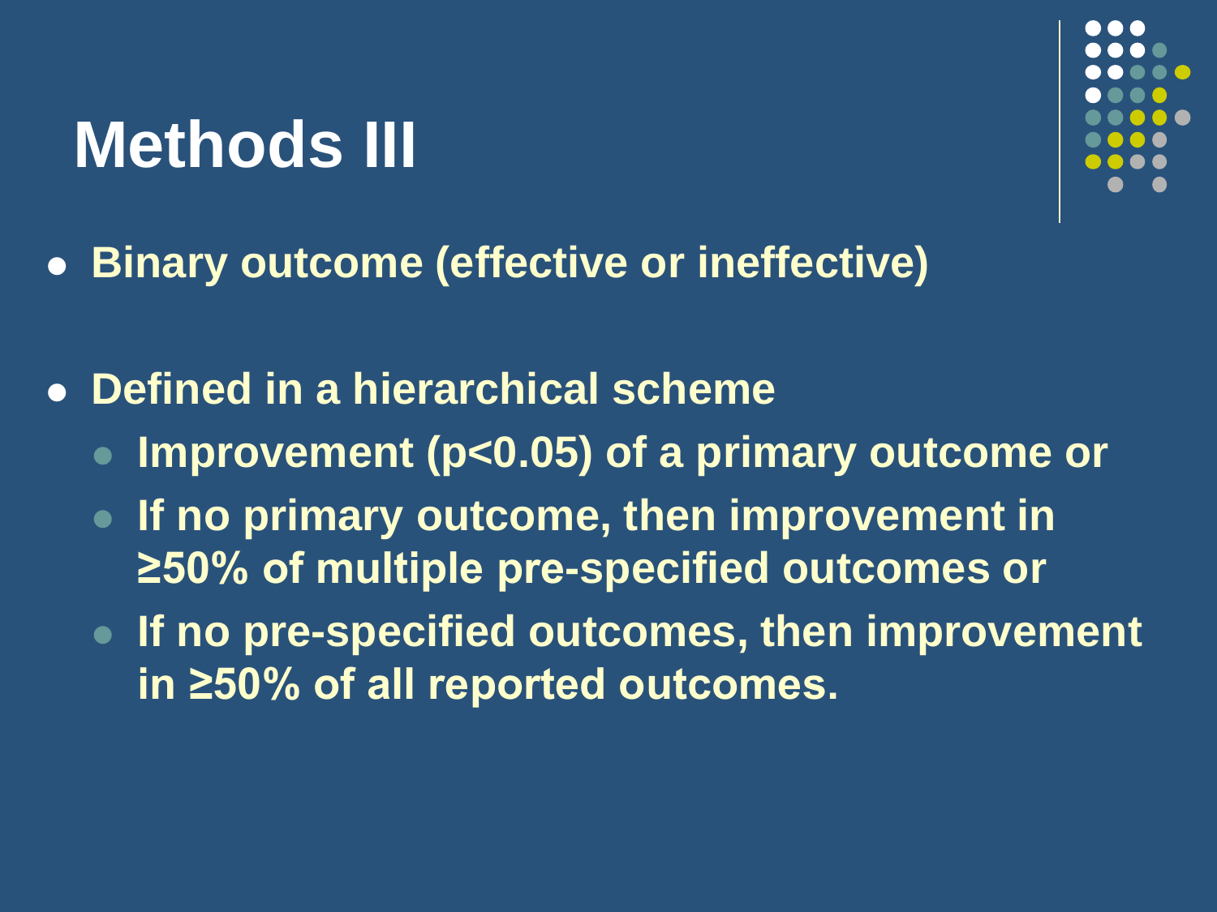# Methods III

- Binary outcome (effective or ineffective)
- Defined in a hierarchical scheme
  - Improvement ($p<0.05$) of a primary outcome or
  - If no primary outcome, then improvement in ≥50% of multiple pre-specified outcomes or
  - If no pre-specified outcomes, then improvement in ≥50% of all reported outcomes.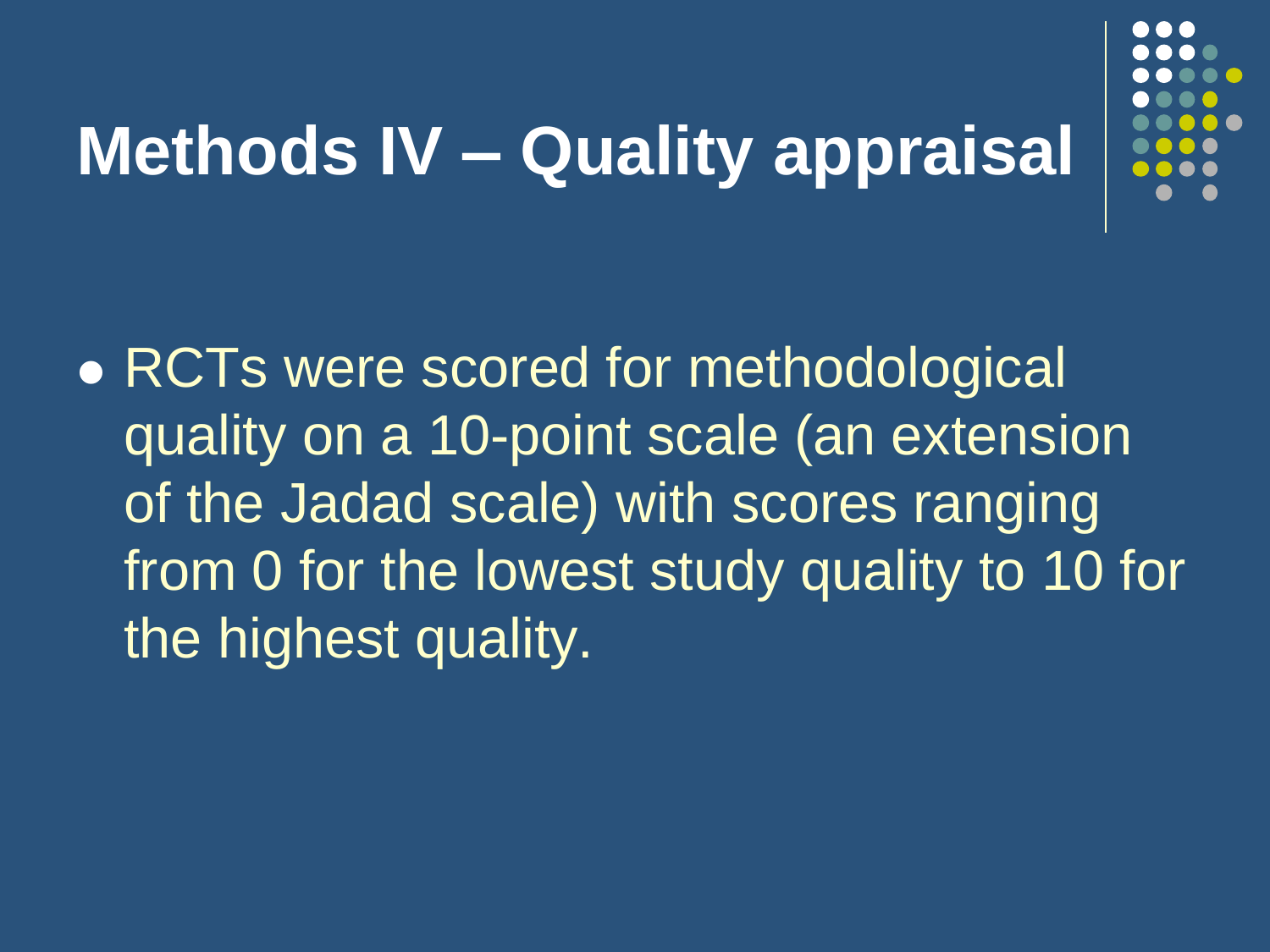# Methods IV – Quality appraisal

- RCTs were scored for methodological quality on a 10-point scale (an extension of the Jadad scale) with scores ranging from 0 for the lowest study quality to 10 for the highest quality.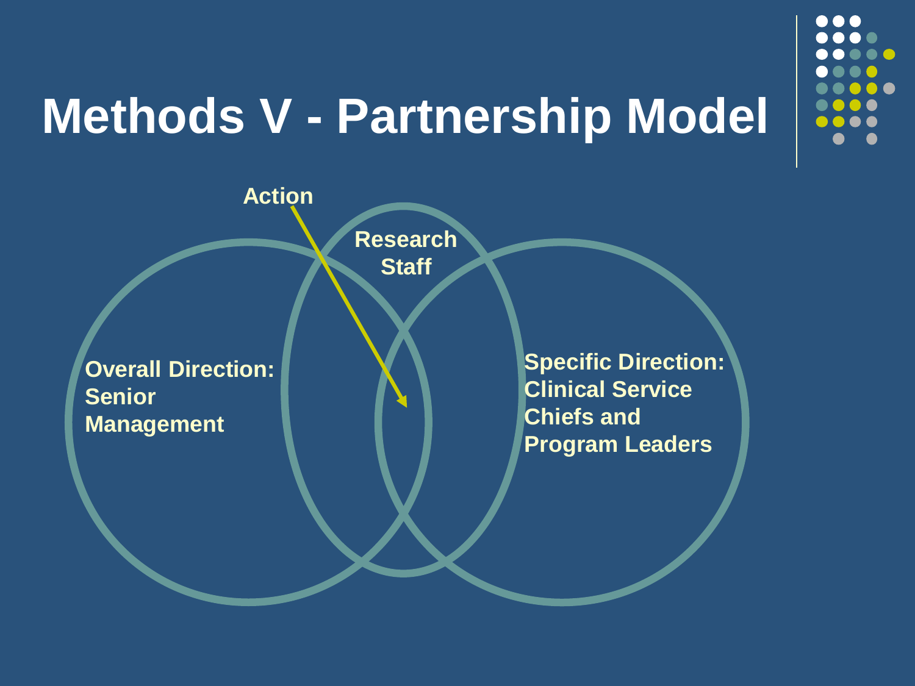# Methods V - Partnership Model

Action

Research Staff

**Overall Direction: Senior Management**

**Specific Direction: Clinical Service Chiefs and Program Leaders**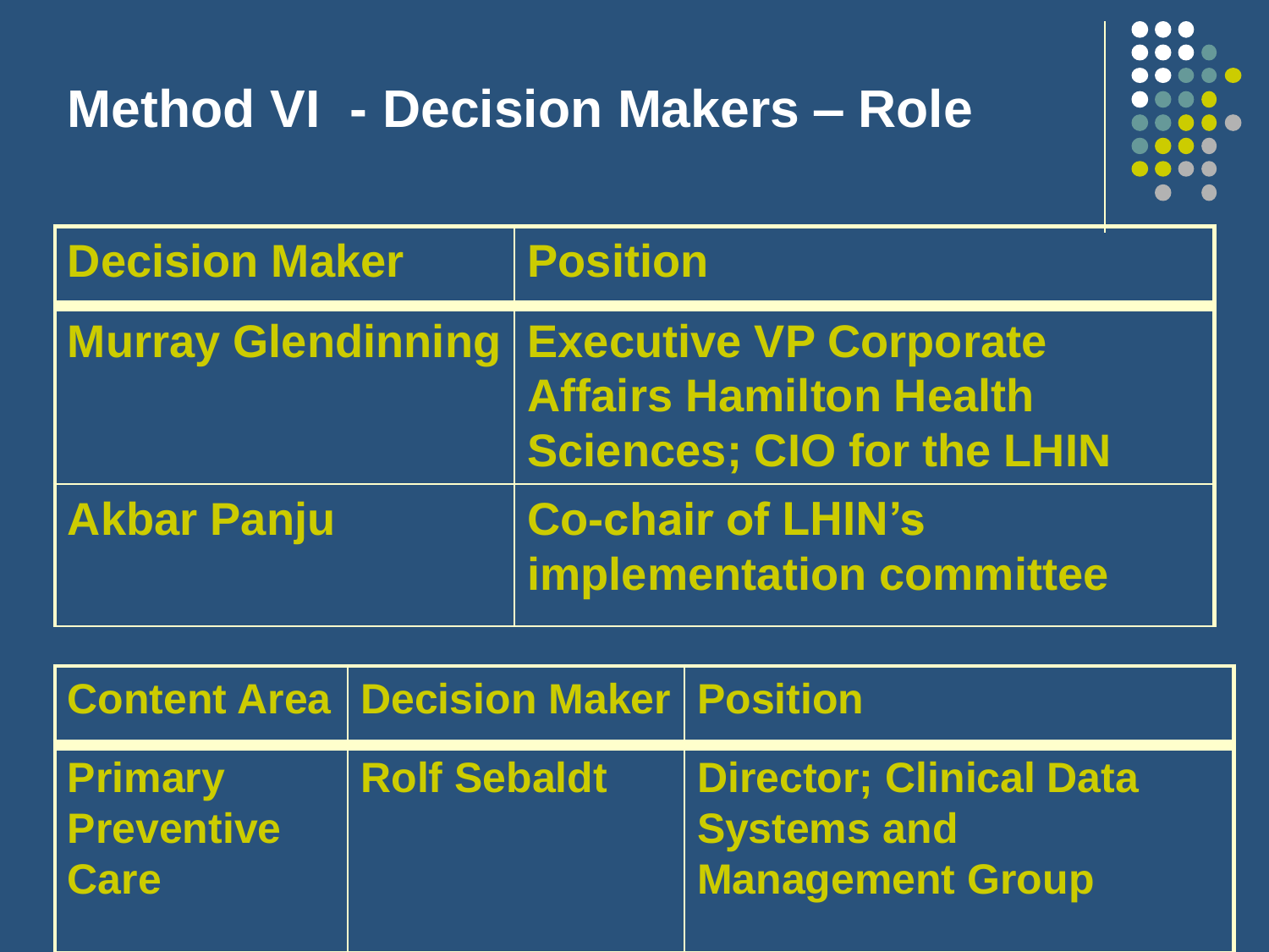# Method VI - Decision Makers – Role

| Decision Maker | Position |
|---|---|
| Murray Glendinning | Executive VP Corporate Affairs Hamilton Health Sciences; CIO for the LHIN |
| Akbar Panju | Co-chair of LHIN's implementation committee |

| Content Area | Decision Maker | Position |
|---|---|---|
| Primary Preventive Care | Rolf Sebaldt | Director; Clinical Data Systems and Management Group |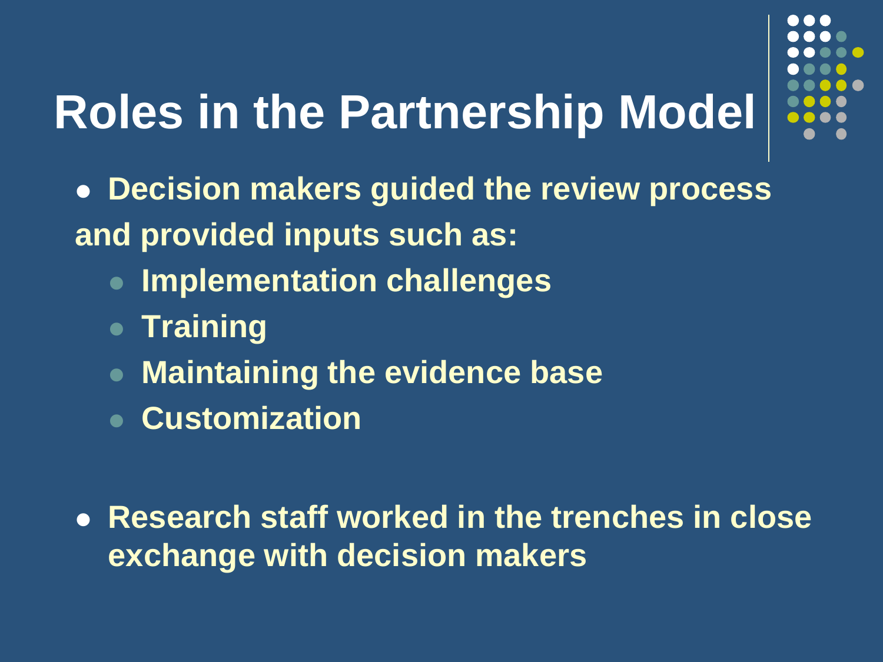# Roles in the Partnership Model

- **Decision makers guided the review process and provided inputs such as:**
  - **Implementation challenges**
  - **Training**
  - **Maintaining the evidence base**
  - **Customization**

- **Research staff worked in the trenches in close exchange with decision makers**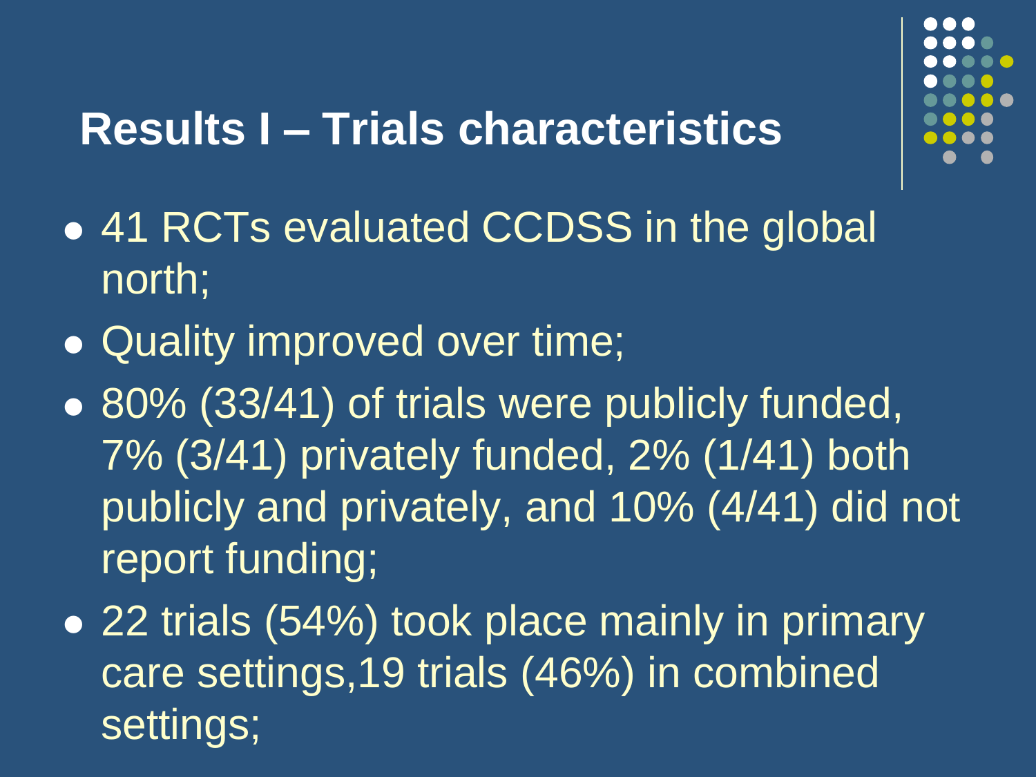# Results I – Trials characteristics

- 41 RCTs evaluated CCDSS in the global north;
- Quality improved over time;
- 80% (33/41) of trials were publicly funded, 7% (3/41) privately funded, 2% (1/41) both publicly and privately, and 10% (4/41) did not report funding;
- 22 trials (54%) took place mainly in primary care settings,19 trials (46%) in combined settings;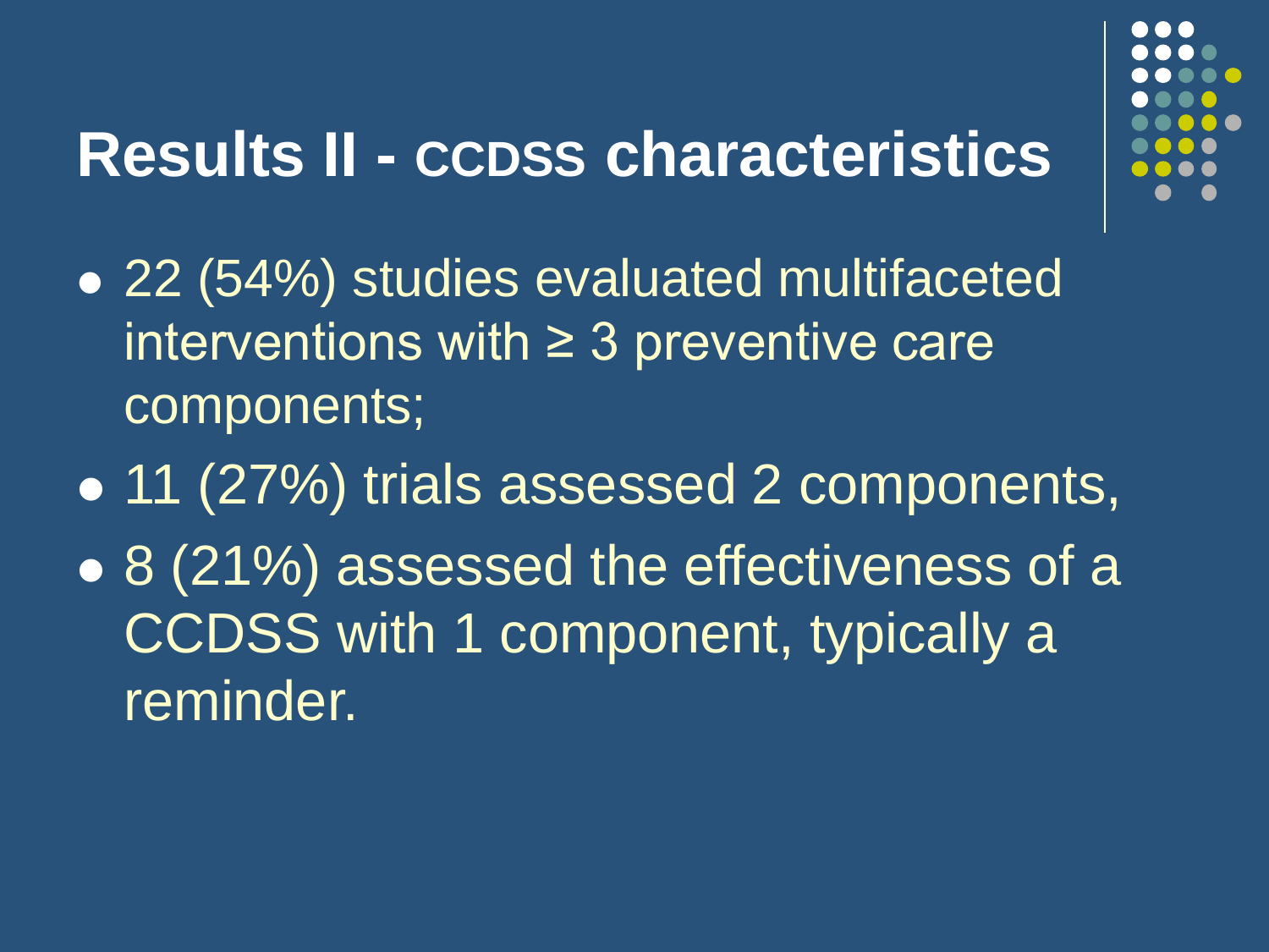# Results II - CCDSS characteristics

- 22 (54%) studies evaluated multifaceted interventions with ≥ 3 preventive care components;
- 11 (27%) trials assessed 2 components,
- 8 (21%) assessed the effectiveness of a CCDSS with 1 component, typically a reminder.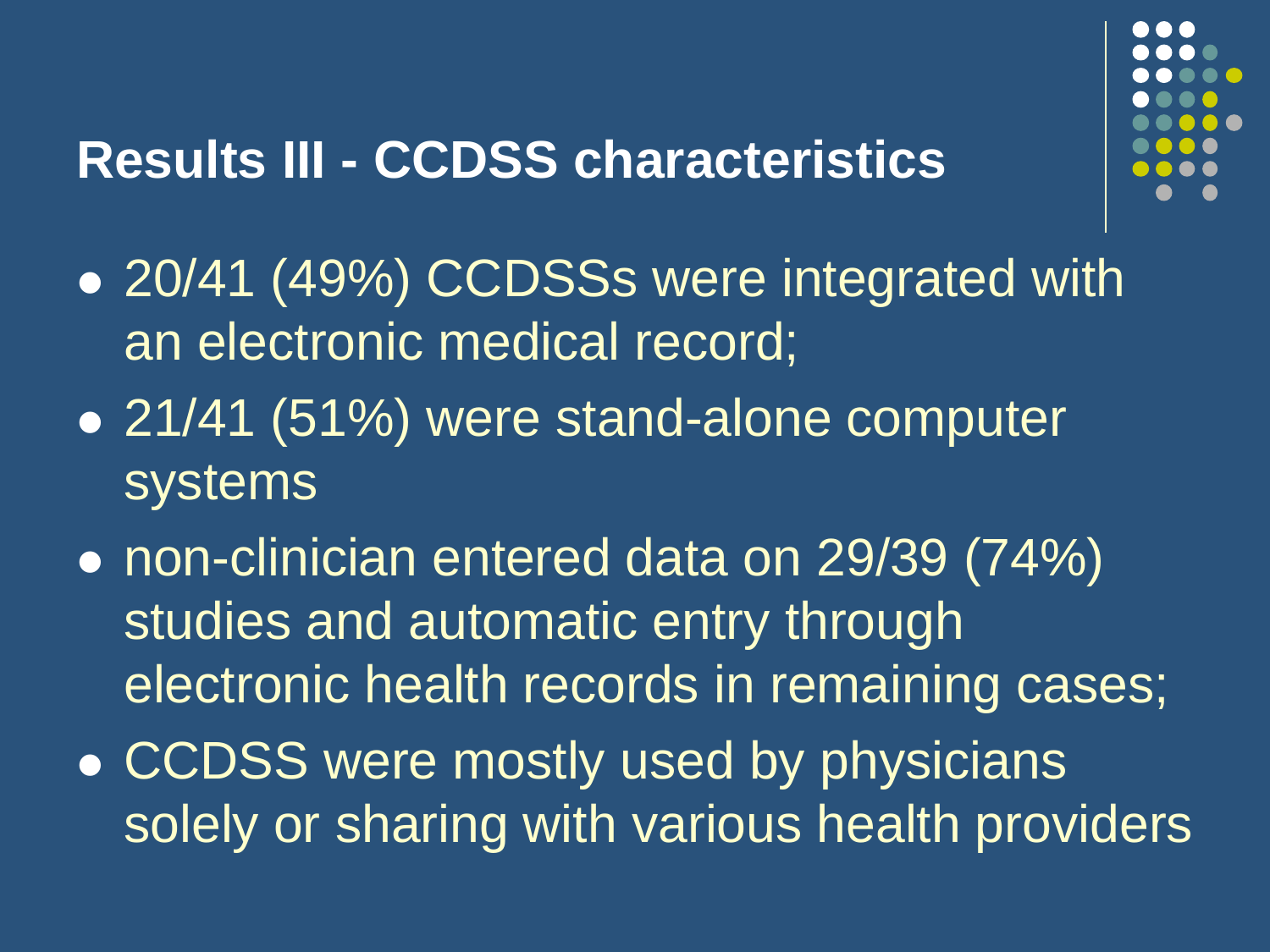# Results III - CCDSS characteristics

- 20/41 (49%) CCDSSs were integrated with an electronic medical record;
- 21/41 (51%) were stand-alone computer systems
- non-clinician entered data on 29/39 (74%) studies and automatic entry through electronic health records in remaining cases;
- CCDSS were mostly used by physicians solely or sharing with various health providers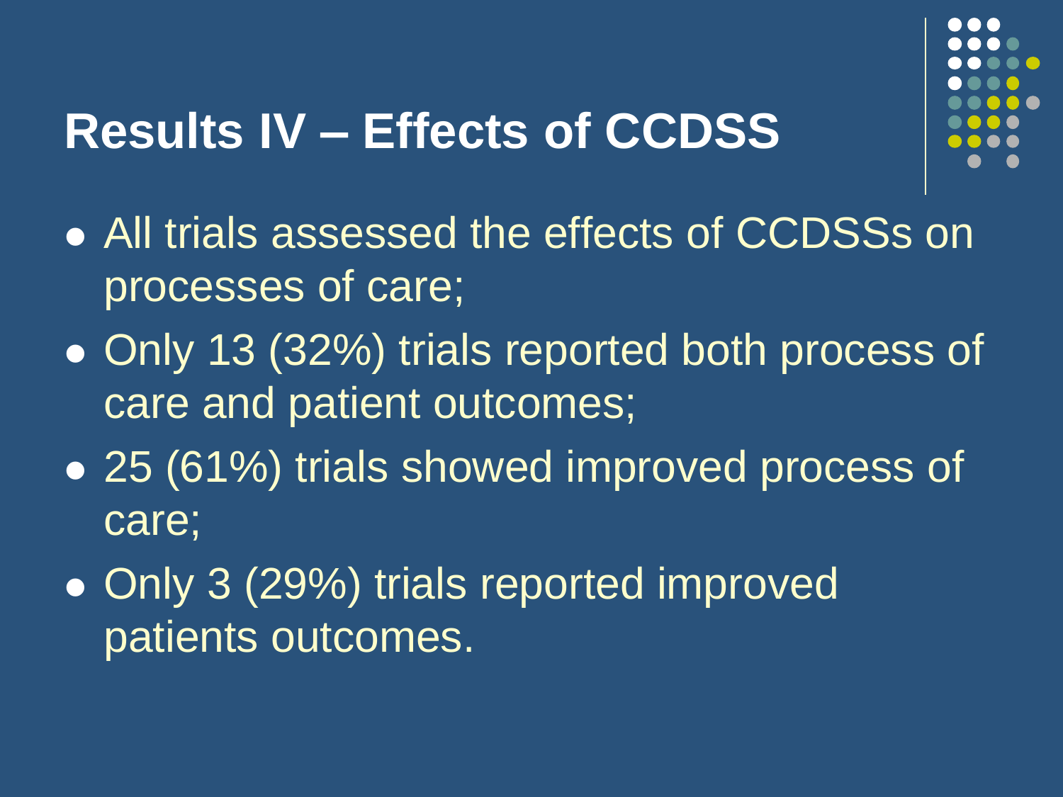# Results IV – Effects of CCDSS

- All trials assessed the effects of CCDSSs on processes of care;
- Only 13 (32%) trials reported both process of care and patient outcomes;
- 25 (61%) trials showed improved process of care;
- Only 3 (29%) trials reported improved patients outcomes.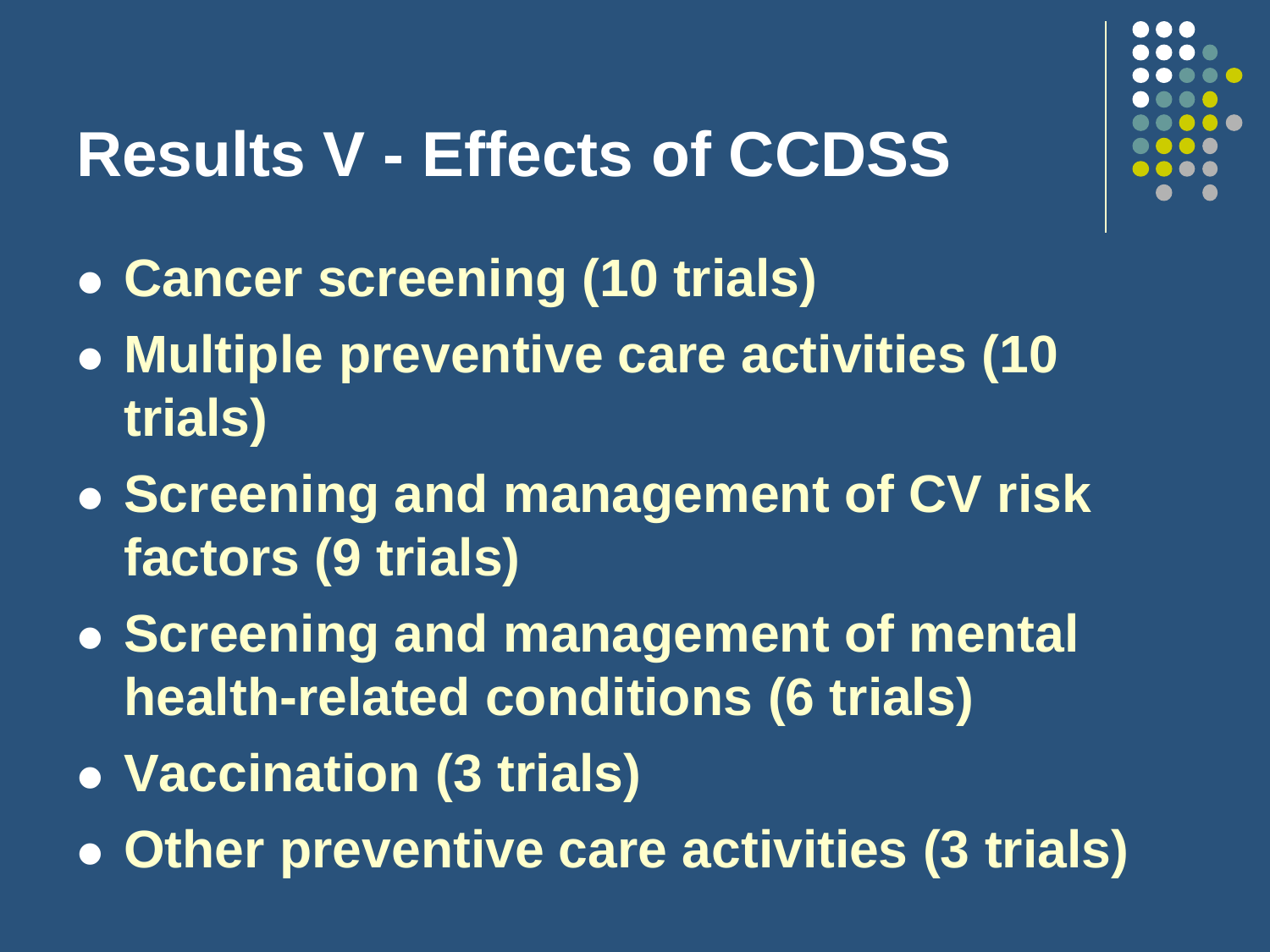# Results V - Effects of CCDSS

- Cancer screening (10 trials)
- Multiple preventive care activities (10 trials)
- Screening and management of CV risk factors (9 trials)
- Screening and management of mental health-related conditions (6 trials)
- Vaccination (3 trials)
- Other preventive care activities (3 trials)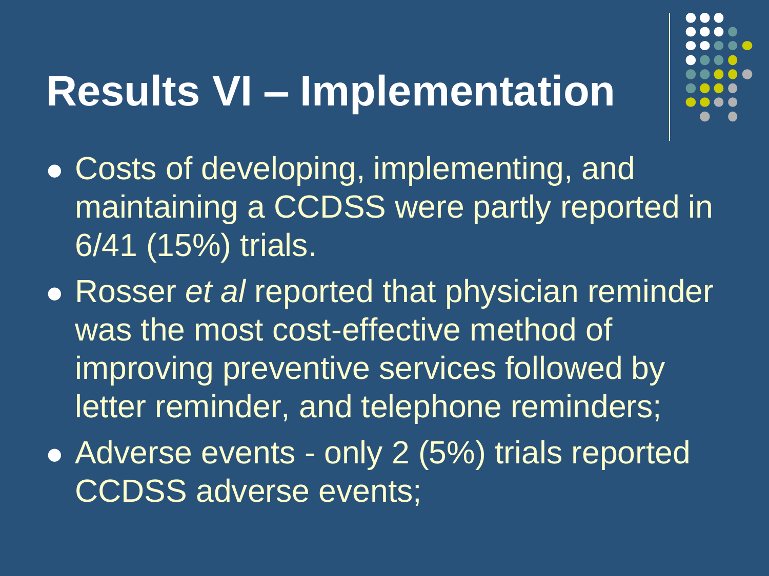# Results VI – Implementation

- Costs of developing, implementing, and maintaining a CCDSS were partly reported in 6/41 (15%) trials.
- Rosser *et al* reported that physician reminder was the most cost-effective method of improving preventive services followed by letter reminder, and telephone reminders;
- Adverse events - only 2 (5%) trials reported CCDSS adverse events;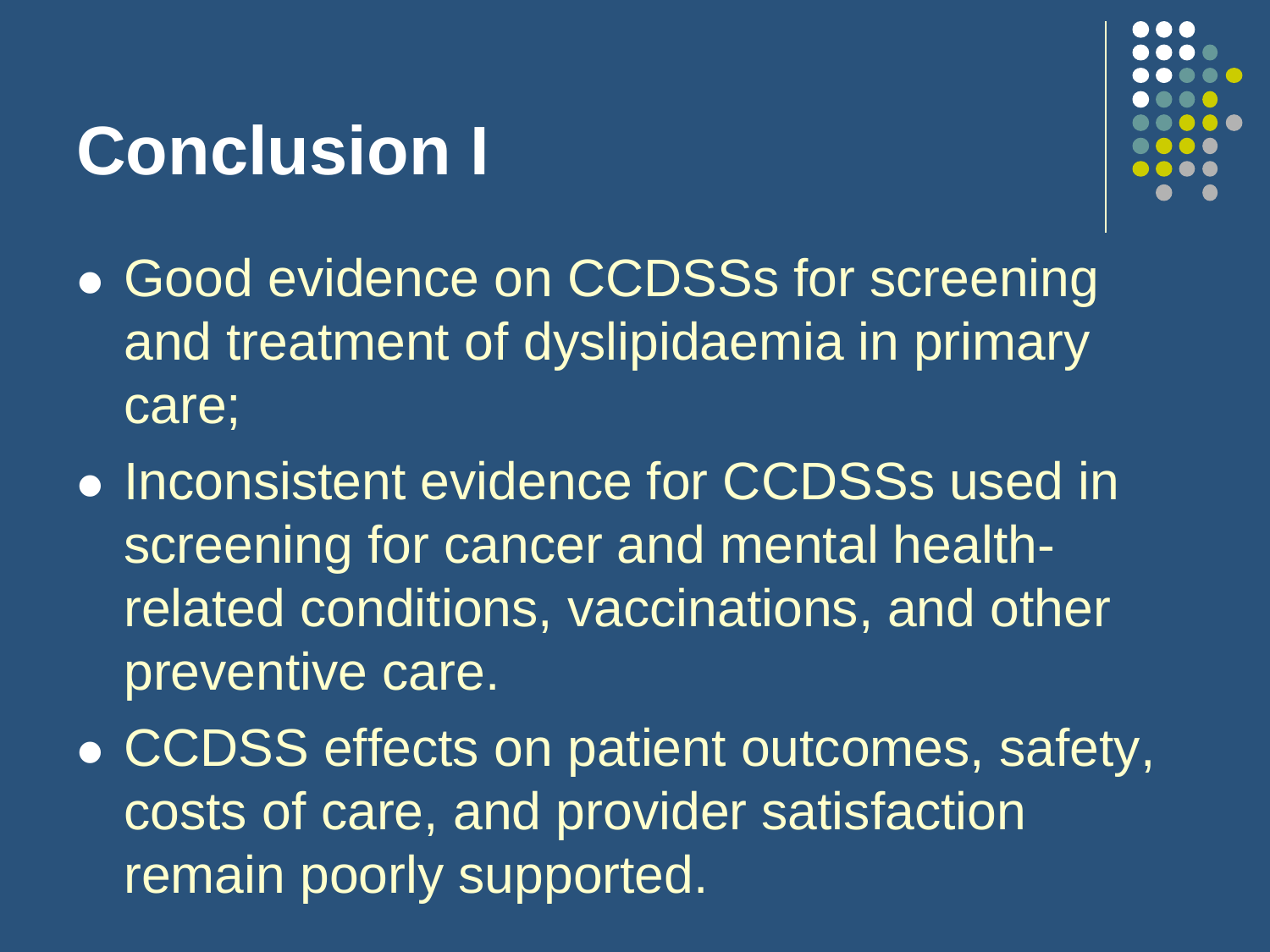# Conclusion I

- Good evidence on CCDSSs for screening and treatment of dyslipidaemia in primary care;
- Inconsistent evidence for CCDSSs used in screening for cancer and mental health-related conditions, vaccinations, and other preventive care.
- CCDSS effects on patient outcomes, safety, costs of care, and provider satisfaction remain poorly supported.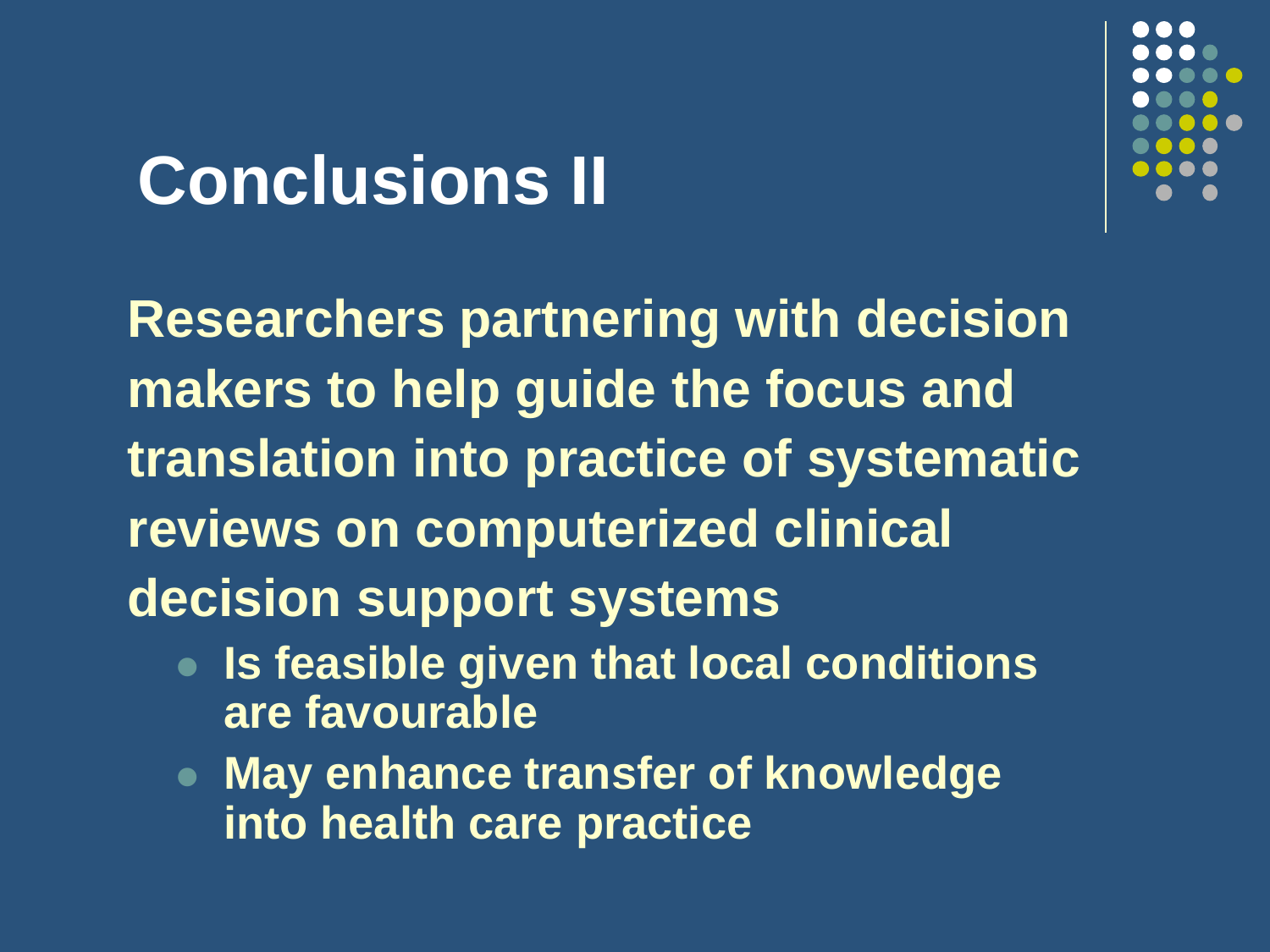# Conclusions II

**Researchers partnering with decision makers to help guide the focus and translation into practice of systematic reviews on computerized clinical decision support systems**

- **Is feasible given that local conditions are favourable**
- **May enhance transfer of knowledge into health care practice**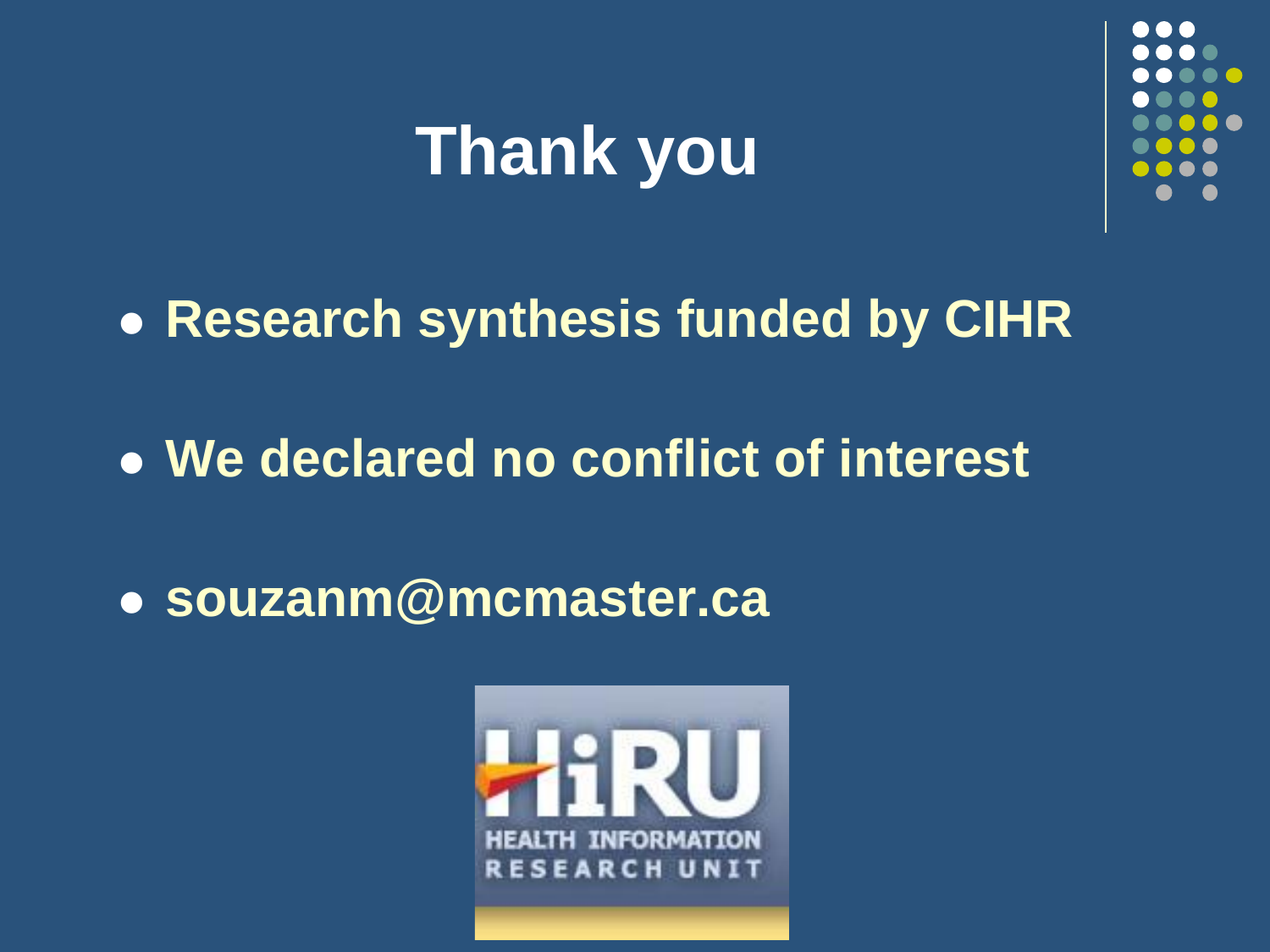# Thank you

- Research synthesis funded by CIHR
- We declared no conflict of interest
- souzanm@mcmaster.ca